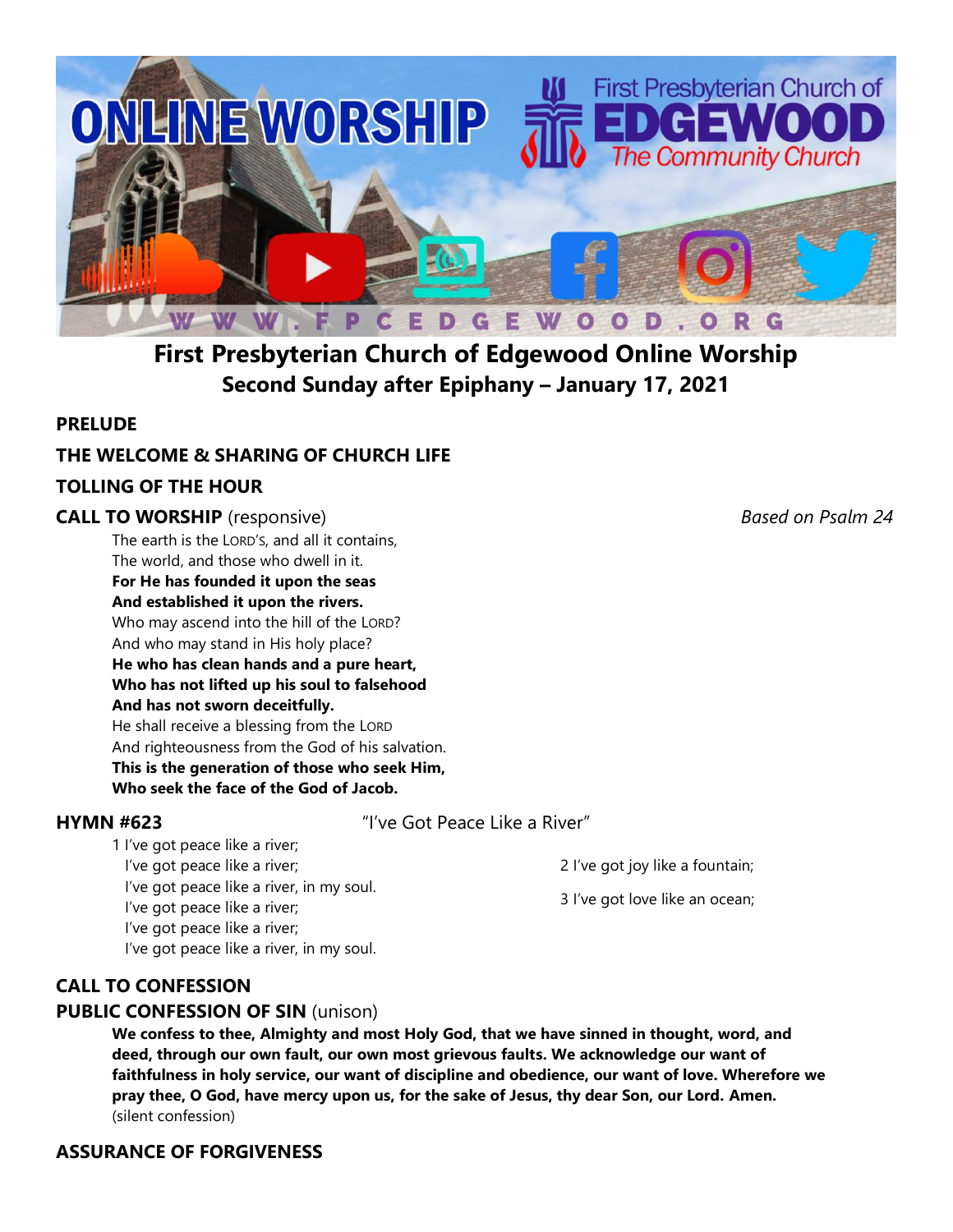# First Presbyterian Church of Edgewood Online Worship

## Second Sunday after Epiphany – January 17, 2021

**PRELUDE**

**THE WELCOME & SHARING OF CHURCH LIFE**

**TOLLING OF THE HOUR**

**CALL TO WORSHIP** (responsive) *Based on Psalm 24*

The earth is the LORD'S, and all it contains,
The world, and those who dwell in it.
**For He has founded it upon the seas**
**And established it upon the rivers.**
Who may ascend into the hill of the LORD?
And who may stand in His holy place?
**He who has clean hands and a pure heart,**
**Who has not lifted up his soul to falsehood**
**And has not sworn deceitfully.**
He shall receive a blessing from the LORD
And righteousness from the God of his salvation.
**This is the generation of those who seek Him,**
**Who seek the face of the God of Jacob.**

**HYMN #623** "I've Got Peace Like a River"

1 I've got peace like a river;
I've got peace like a river;
I've got peace like a river, in my soul.
I've got peace like a river;
I've got peace like a river;
I've got peace like a river, in my soul.

2 I've got joy like a fountain;

3 I've got love like an ocean;

**CALL TO CONFESSION**

**PUBLIC CONFESSION OF SIN** (unison)

**We confess to thee, Almighty and most Holy God, that we have sinned in thought, word, and deed, through our own fault, our own most grievous faults. We acknowledge our want of faithfulness in holy service, our want of discipline and obedience, our want of love. Wherefore we pray thee, O God, have mercy upon us, for the sake of Jesus, thy dear Son, our Lord. Amen.**
(silent confession)

**ASSURANCE OF FORGIVENESS**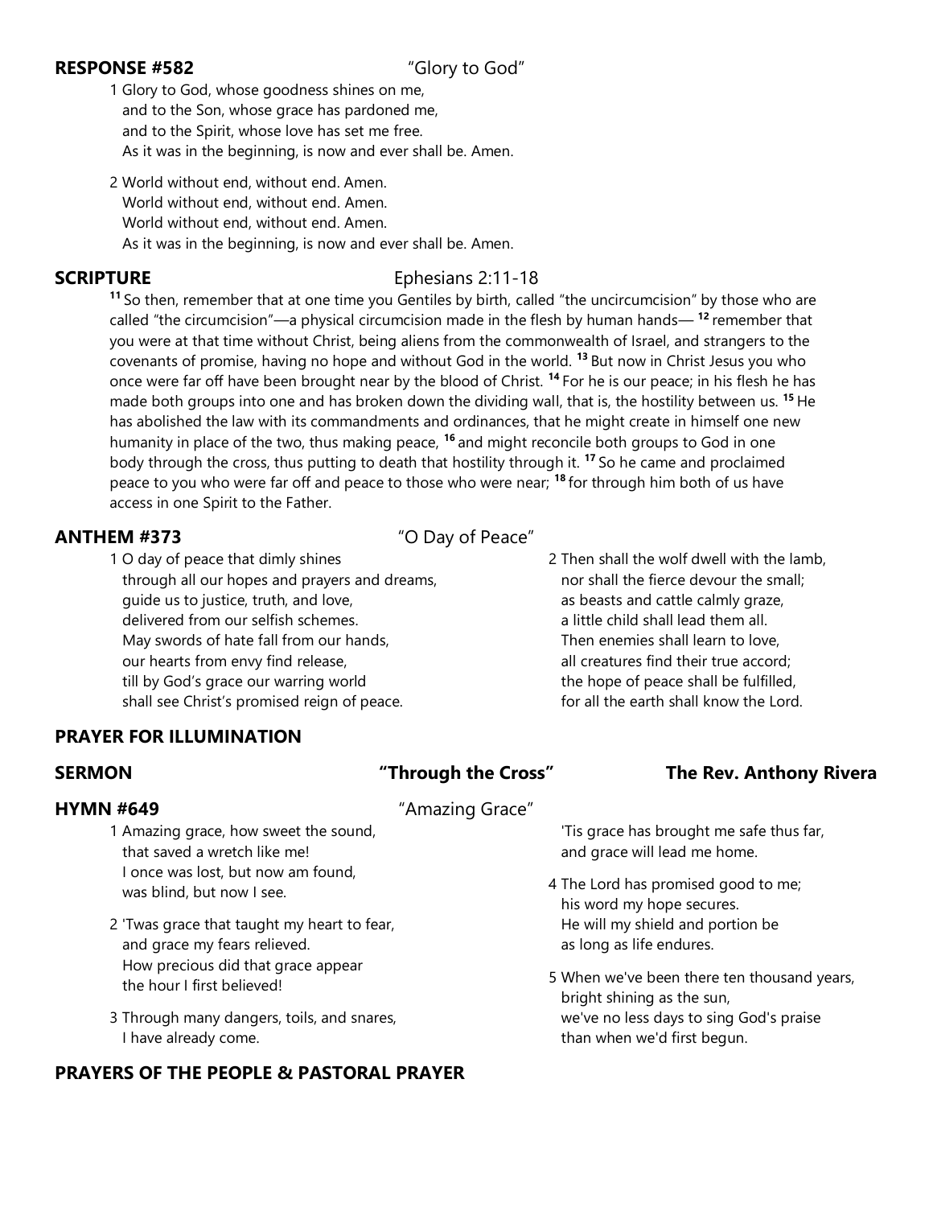**RESPONSE #582** "Glory to God"

1 Glory to God, whose goodness shines on me,
and to the Son, whose grace has pardoned me,
and to the Spirit, whose love has set me free.
As it was in the beginning, is now and ever shall be. Amen.

2 World without end, without end. Amen.
World without end, without end. Amen.
World without end, without end. Amen.
As it was in the beginning, is now and ever shall be. Amen.

**SCRIPTURE** Ephesians 2:11-18

[11] So then, remember that at one time you Gentiles by birth, called "the uncircumcision" by those who are called "the circumcision"—a physical circumcision made in the flesh by human hands— [12] remember that you were at that time without Christ, being aliens from the commonwealth of Israel, and strangers to the covenants of promise, having no hope and without God in the world. [13] But now in Christ Jesus you who once were far off have been brought near by the blood of Christ. [14] For he is our peace; in his flesh he has made both groups into one and has broken down the dividing wall, that is, the hostility between us. [15] He has abolished the law with its commandments and ordinances, that he might create in himself one new humanity in place of the two, thus making peace, [16] and might reconcile both groups to God in one body through the cross, thus putting to death that hostility through it. [17] So he came and proclaimed peace to you who were far off and peace to those who were near; [18] for through him both of us have access in one Spirit to the Father.

**ANTHEM #373** "O Day of Peace"

1 O day of peace that dimly shines
through all our hopes and prayers and dreams,
guide us to justice, truth, and love,
delivered from our selfish schemes.
May swords of hate fall from our hands,
our hearts from envy find release,
till by God's grace our warring world
shall see Christ's promised reign of peace.

2 Then shall the wolf dwell with the lamb,
nor shall the fierce devour the small;
as beasts and cattle calmly graze,
a little child shall lead them all.
Then enemies shall learn to love,
all creatures find their true accord;
the hope of peace shall be fulfilled,
for all the earth shall know the Lord.

**PRAYER FOR ILLUMINATION**

**SERMON** **"Through the Cross"** **The Rev. Anthony Rivera**

**HYMN #649** "Amazing Grace"

1 Amazing grace, how sweet the sound,
that saved a wretch like me!
I once was lost, but now am found,
was blind, but now I see.

2 'Twas grace that taught my heart to fear,
and grace my fears relieved.
How precious did that grace appear
the hour I first believed!

3 Through many dangers, toils, and snares,
I have already come.
'Tis grace has brought me safe thus far,
and grace will lead me home.

4 The Lord has promised good to me;
his word my hope secures.
He will my shield and portion be
as long as life endures.

5 When we've been there ten thousand years,
bright shining as the sun,
we've no less days to sing God's praise
than when we'd first begun.

**PRAYERS OF THE PEOPLE & PASTORAL PRAYER**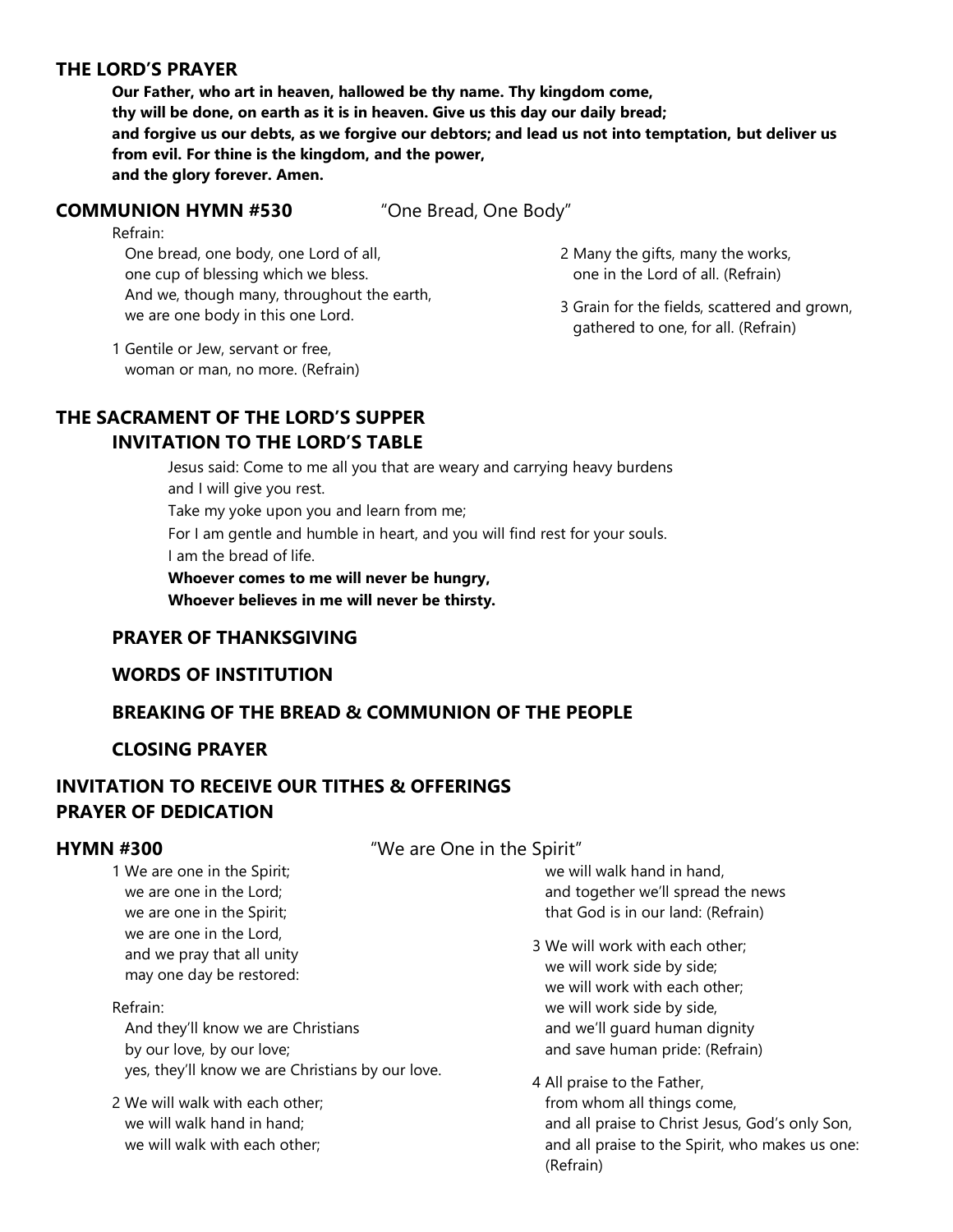## THE LORD'S PRAYER

**Our Father, who art in heaven, hallowed be thy name. Thy kingdom come,**
**thy will be done, on earth as it is in heaven. Give us this day our daily bread;**
**and forgive us our debts, as we forgive our debtors; and lead us not into temptation, but deliver us from evil. For thine is the kingdom, and the power,**
**and the glory forever. Amen.**

## COMMUNION HYMN #530 "One Bread, One Body"

Refrain:
One bread, one body, one Lord of all,
one cup of blessing which we bless.
And we, though many, throughout the earth,
we are one body in this one Lord.

1 Gentile or Jew, servant or free,
woman or man, no more. (Refrain)

2 Many the gifts, many the works,
one in the Lord of all. (Refrain)

3 Grain for the fields, scattered and grown,
gathered to one, for all. (Refrain)

## THE SACRAMENT OF THE LORD'S SUPPER

### INVITATION TO THE LORD'S TABLE

Jesus said: Come to me all you that are weary and carrying heavy burdens
and I will give you rest.
Take my yoke upon you and learn from me;
For I am gentle and humble in heart, and you will find rest for your souls.
I am the bread of life.
**Whoever comes to me will never be hungry,**
**Whoever believes in me will never be thirsty.**

### PRAYER OF THANKSGIVING

### WORDS OF INSTITUTION

### BREAKING OF THE BREAD & COMMUNION OF THE PEOPLE

### CLOSING PRAYER

## INVITATION TO RECEIVE OUR TITHES & OFFERINGS

## PRAYER OF DEDICATION

## HYMN #300 "We are One in the Spirit"

1 We are one in the Spirit;
we are one in the Lord;
we are one in the Spirit;
we are one in the Lord,
and we pray that all unity
may one day be restored:

Refrain:
And they'll know we are Christians
by our love, by our love;
yes, they'll know we are Christians by our love.

2 We will walk with each other;
we will walk hand in hand;
we will walk with each other;
we will walk hand in hand,
and together we'll spread the news
that God is in our land: (Refrain)

3 We will work with each other;
we will work side by side;
we will work with each other;
we will work side by side,
and we'll guard human dignity
and save human pride: (Refrain)

4 All praise to the Father,
from whom all things come,
and all praise to Christ Jesus, God's only Son,
and all praise to the Spirit, who makes us one:
(Refrain)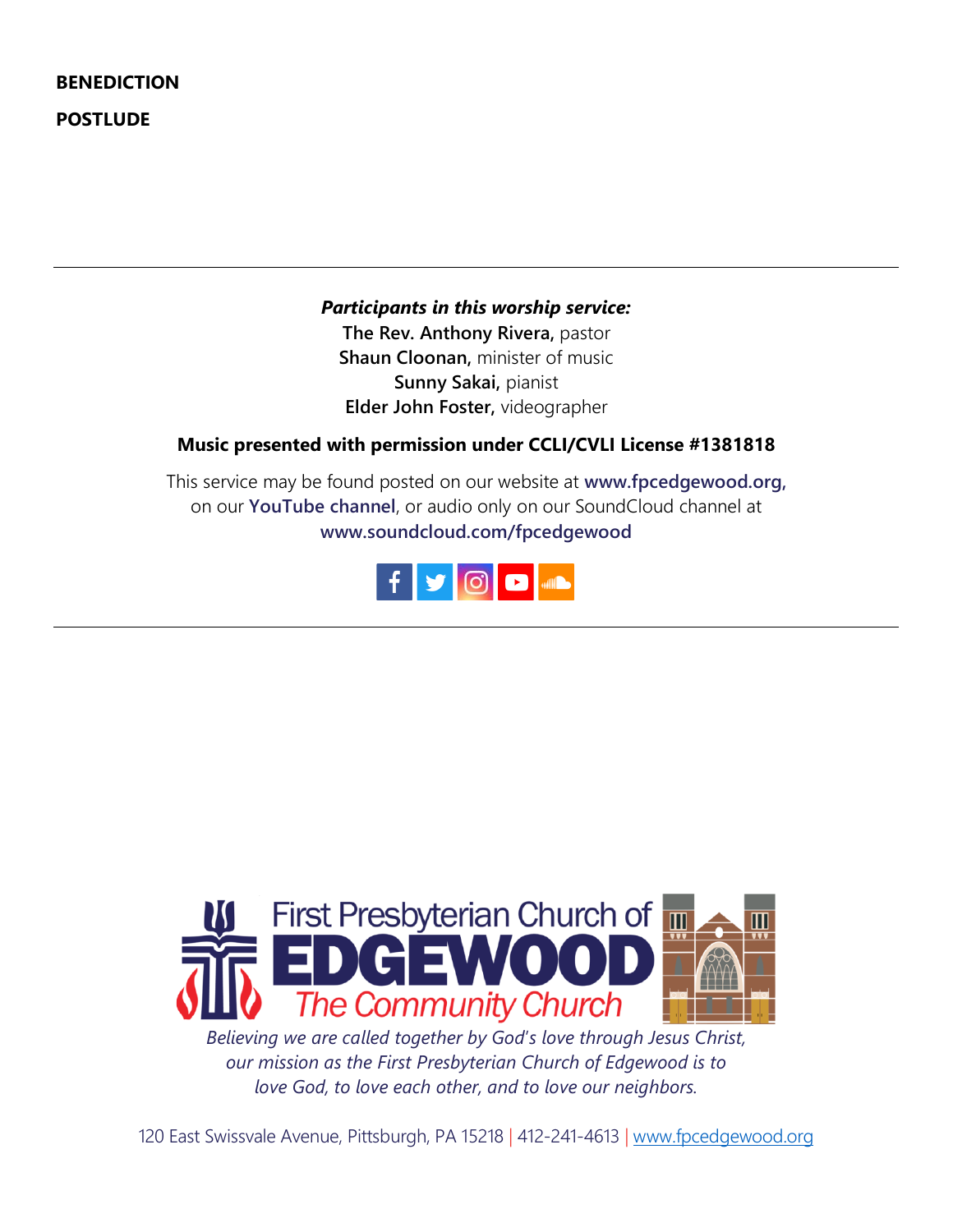**BENEDICTION**

**POSTLUDE**

---

***Participants in this worship service:***

**The Rev. Anthony Rivera,** pastor
**Shaun Cloonan,** minister of music
**Sunny Sakai,** pianist
**Elder John Foster,** videographer

**Music presented with permission under CCLI/CVLI License #1381818**

This service may be found posted on our website at **www.fpcedgewood.org,** on our **YouTube channel**, or audio only on our SoundCloud channel at **www.soundcloud.com/fpcedgewood**

---

First Presbyterian Church of
EDGEWOOD
The Community Church

*Believing we are called together by God's love through Jesus Christ, our mission as the First Presbyterian Church of Edgewood is to love God, to love each other, and to love our neighbors.*

120 East Swissvale Avenue, Pittsburgh, PA 15218 | 412-241-4613 | www.fpcedgewood.org